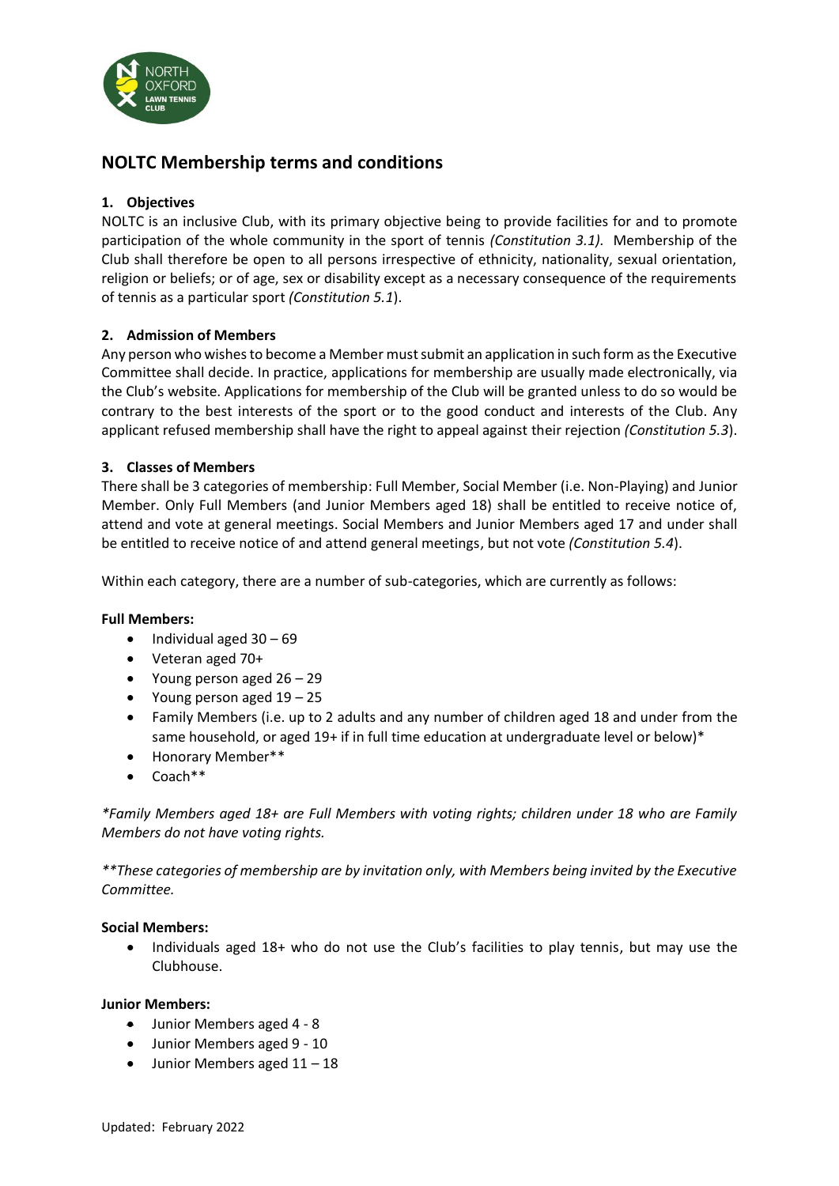# NOLTC Membership terms and conditions

## 1. Objectives

NOLTC is an inclusive Club, with its primary objective being to provide facilities for and to promote participation of the whole community in the sport of tennis *(Constitution 3.1).* Membership of the Club shall therefore be open to all persons irrespective of ethnicity, nationality, sexual orientation, religion or beliefs; or of age, sex or disability except as a necessary consequence of the requirements of tennis as a particular sport *(Constitution 5.1*).

## 2. Admission of Members

Any person who wishes to become a Member must submit an application in such form as the Executive Committee shall decide. In practice, applications for membership are usually made electronically, via the Club's website. Applications for membership of the Club will be granted unless to do so would be contrary to the best interests of the sport or to the good conduct and interests of the Club. Any applicant refused membership shall have the right to appeal against their rejection *(Constitution 5.3*).

## 3. Classes of Members

There shall be 3 categories of membership: Full Member, Social Member (i.e. Non-Playing) and Junior Member. Only Full Members (and Junior Members aged 18) shall be entitled to receive notice of, attend and vote at general meetings. Social Members and Junior Members aged 17 and under shall be entitled to receive notice of and attend general meetings, but not vote *(Constitution 5.4*).

Within each category, there are a number of sub-categories, which are currently as follows:

**Full Members:**

- Individual aged 30 – 69
- Veteran aged 70+
- Young person aged 26 – 29
- Young person aged 19 – 25
- Family Members (i.e. up to 2 adults and any number of children aged 18 and under from the same household, or aged 19+ if in full time education at undergraduate level or below)*
- Honorary Member**
- Coach**

**Family Members aged 18+ are Full Members with voting rights; children under 18 who are Family Members do not have voting rights.*

***These categories of membership are by invitation only, with Members being invited by the Executive Committee.*

**Social Members:**

- Individuals aged 18+ who do not use the Club's facilities to play tennis, but may use the Clubhouse.

**Junior Members:**

- Junior Members aged 4 - 8
- Junior Members aged 9 - 10
- Junior Members aged 11 – 18

Updated: February 2022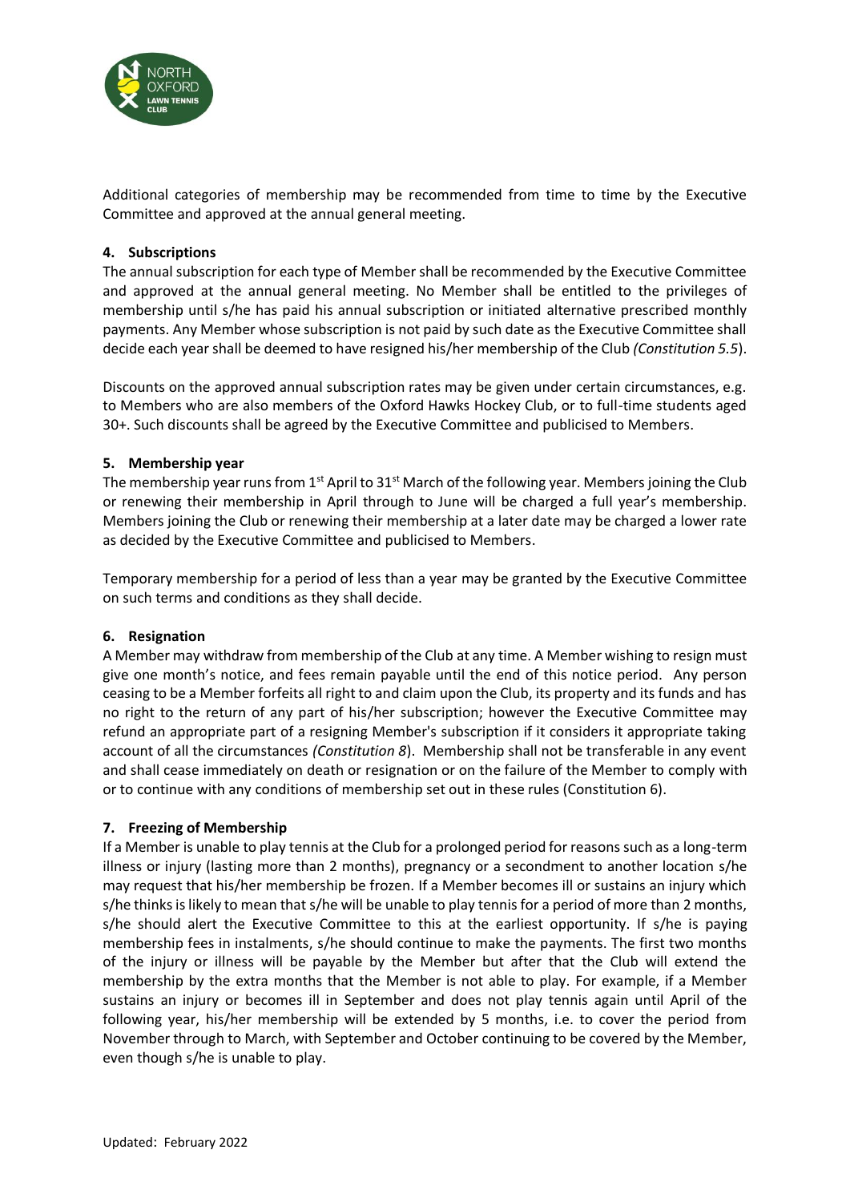Additional categories of membership may be recommended from time to time by the Executive Committee and approved at the annual general meeting.

## 4. Subscriptions

The annual subscription for each type of Member shall be recommended by the Executive Committee and approved at the annual general meeting. No Member shall be entitled to the privileges of membership until s/he has paid his annual subscription or initiated alternative prescribed monthly payments. Any Member whose subscription is not paid by such date as the Executive Committee shall decide each year shall be deemed to have resigned his/her membership of the Club *(Constitution 5.5)*.

Discounts on the approved annual subscription rates may be given under certain circumstances, e.g. to Members who are also members of the Oxford Hawks Hockey Club, or to full-time students aged 30+. Such discounts shall be agreed by the Executive Committee and publicised to Members.

## 5. Membership year

The membership year runs from 1st April to 31st March of the following year. Members joining the Club or renewing their membership in April through to June will be charged a full year's membership. Members joining the Club or renewing their membership at a later date may be charged a lower rate as decided by the Executive Committee and publicised to Members.

Temporary membership for a period of less than a year may be granted by the Executive Committee on such terms and conditions as they shall decide.

## 6. Resignation

A Member may withdraw from membership of the Club at any time. A Member wishing to resign must give one month's notice, and fees remain payable until the end of this notice period. Any person ceasing to be a Member forfeits all right to and claim upon the Club, its property and its funds and has no right to the return of any part of his/her subscription; however the Executive Committee may refund an appropriate part of a resigning Member's subscription if it considers it appropriate taking account of all the circumstances *(Constitution 8)*. Membership shall not be transferable in any event and shall cease immediately on death or resignation or on the failure of the Member to comply with or to continue with any conditions of membership set out in these rules (Constitution 6).

## 7. Freezing of Membership

If a Member is unable to play tennis at the Club for a prolonged period for reasons such as a long-term illness or injury (lasting more than 2 months), pregnancy or a secondment to another location s/he may request that his/her membership be frozen. If a Member becomes ill or sustains an injury which s/he thinks is likely to mean that s/he will be unable to play tennis for a period of more than 2 months, s/he should alert the Executive Committee to this at the earliest opportunity. If s/he is paying membership fees in instalments, s/he should continue to make the payments. The first two months of the injury or illness will be payable by the Member but after that the Club will extend the membership by the extra months that the Member is not able to play. For example, if a Member sustains an injury or becomes ill in September and does not play tennis again until April of the following year, his/her membership will be extended by 5 months, i.e. to cover the period from November through to March, with September and October continuing to be covered by the Member, even though s/he is unable to play.

Updated: February 2022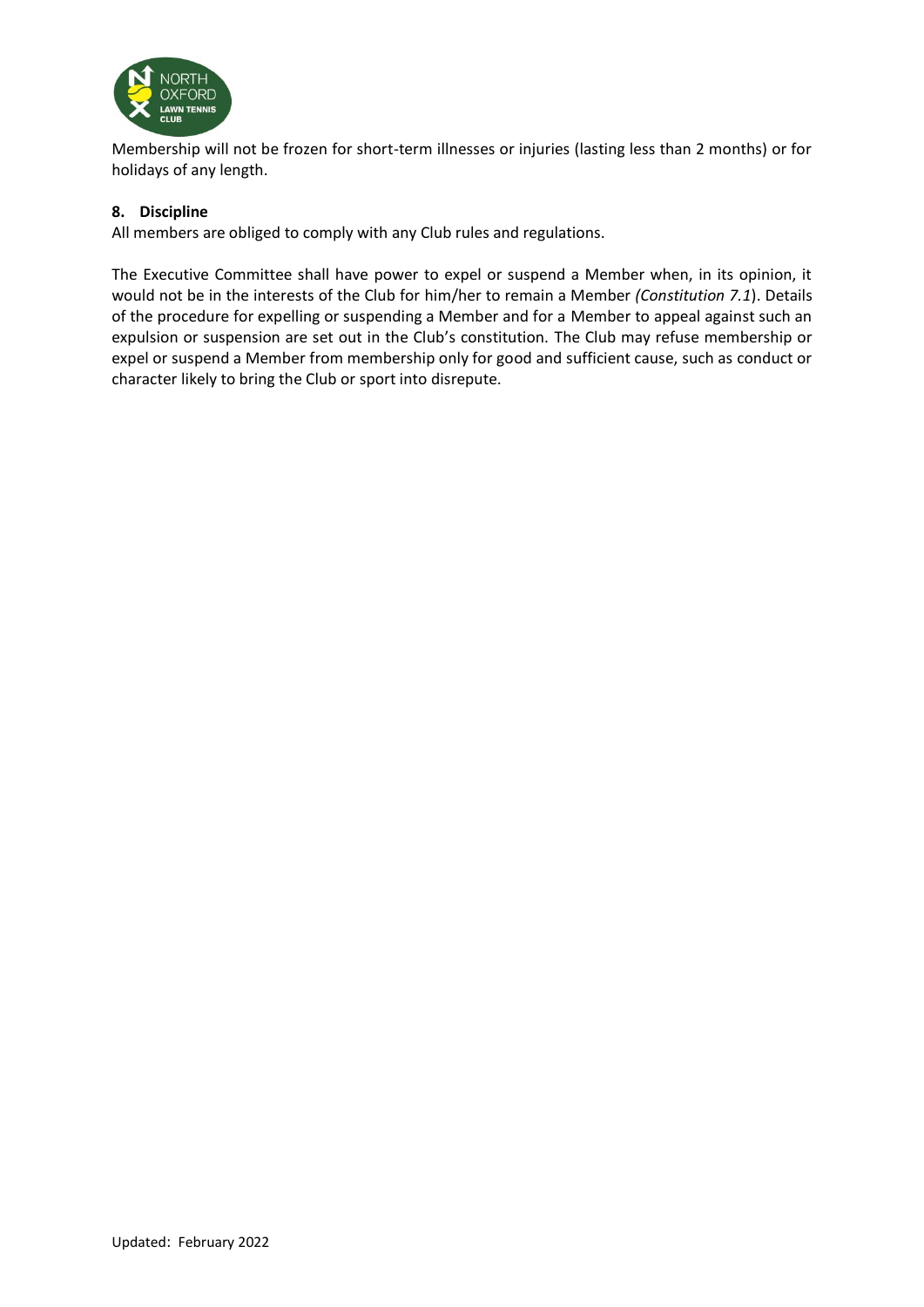Membership will not be frozen for short-term illnesses or injuries (lasting less than 2 months) or for holidays of any length.

**8. Discipline**

All members are obliged to comply with any Club rules and regulations.

The Executive Committee shall have power to expel or suspend a Member when, in its opinion, it would not be in the interests of the Club for him/her to remain a Member *(Constitution 7.1)*. Details of the procedure for expelling or suspending a Member and for a Member to appeal against such an expulsion or suspension are set out in the Club's constitution. The Club may refuse membership or expel or suspend a Member from membership only for good and sufficient cause, such as conduct or character likely to bring the Club or sport into disrepute.

Updated: February 2022